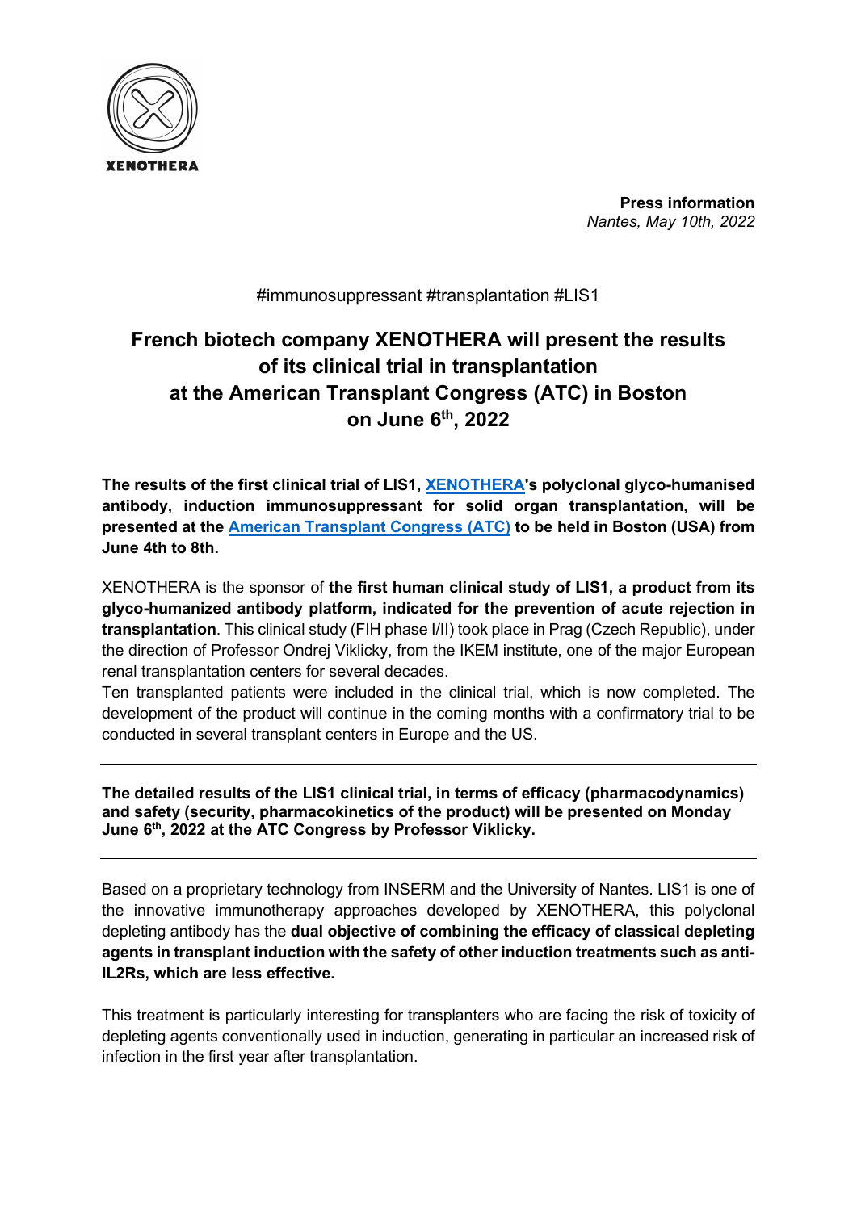XENOTHERA

**Press information**
*Nantes, May 10th, 2022*

#immunosuppressant #transplantation #LIS1

# French biotech company XENOTHERA will present the results of its clinical trial in transplantation at the American Transplant Congress (ATC) in Boston on June 6th, 2022

**The results of the first clinical trial of LIS1, XENOTHERA's polyclonal glyco-humanised antibody, induction immunosuppressant for solid organ transplantation, will be presented at the American Transplant Congress (ATC) to be held in Boston (USA) from June 4th to 8th.**

XENOTHERA is the sponsor of **the first human clinical study of LIS1, a product from its glyco-humanized antibody platform, indicated for the prevention of acute rejection in transplantation**. This clinical study (FIH phase I/II) took place in Prag (Czech Republic), under the direction of Professor Ondrej Viklicky, from the IKEM institute, one of the major European renal transplantation centers for several decades.

Ten transplanted patients were included in the clinical trial, which is now completed. The development of the product will continue in the coming months with a confirmatory trial to be conducted in several transplant centers in Europe and the US.

---

**The detailed results of the LIS1 clinical trial, in terms of efficacy (pharmacodynamics) and safety (security, pharmacokinetics of the product) will be presented on Monday June 6th, 2022 at the ATC Congress by Professor Viklicky.**

---

Based on a proprietary technology from INSERM and the University of Nantes. LIS1 is one of the innovative immunotherapy approaches developed by XENOTHERA, this polyclonal depleting antibody has the **dual objective of combining the efficacy of classical depleting agents in transplant induction with the safety of other induction treatments such as anti-IL2Rs, which are less effective.**

This treatment is particularly interesting for transplanters who are facing the risk of toxicity of depleting agents conventionally used in induction, generating in particular an increased risk of infection in the first year after transplantation.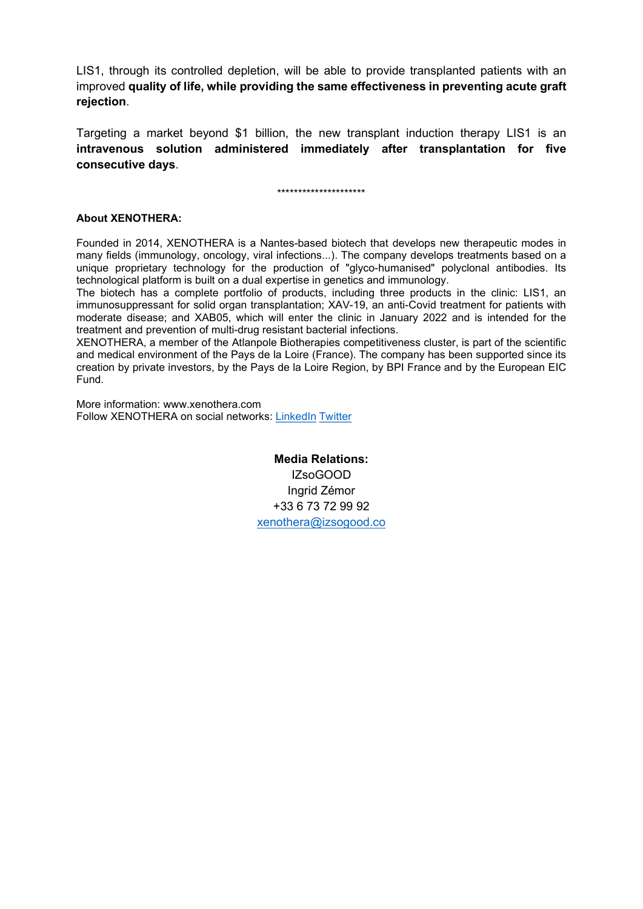LIS1, through its controlled depletion, will be able to provide transplanted patients with an improved **quality of life, while providing the same effectiveness in preventing acute graft rejection**.

Targeting a market beyond $1 billion, the new transplant induction therapy LIS1 is an **intravenous solution administered immediately after transplantation for five consecutive days**.

********************

**About XENOTHERA:**

Founded in 2014, XENOTHERA is a Nantes-based biotech that develops new therapeutic modes in many fields (immunology, oncology, viral infections...). The company develops treatments based on a unique proprietary technology for the production of "glyco-humanised" polyclonal antibodies. Its technological platform is built on a dual expertise in genetics and immunology.
The biotech has a complete portfolio of products, including three products in the clinic: LIS1, an immunosuppressant for solid organ transplantation; XAV-19, an anti-Covid treatment for patients with moderate disease; and XAB05, which will enter the clinic in January 2022 and is intended for the treatment and prevention of multi-drug resistant bacterial infections.
XENOTHERA, a member of the Atlanpole Biotherapies competitiveness cluster, is part of the scientific and medical environment of the Pays de la Loire (France). The company has been supported since its creation by private investors, by the Pays de la Loire Region, by BPI France and by the European EIC Fund.

More information: www.xenothera.com
Follow XENOTHERA on social networks: LinkedIn Twitter

**Media Relations:**
IZsoGOOD
Ingrid Zémor
+33 6 73 72 99 92
xenothera@izsogood.co